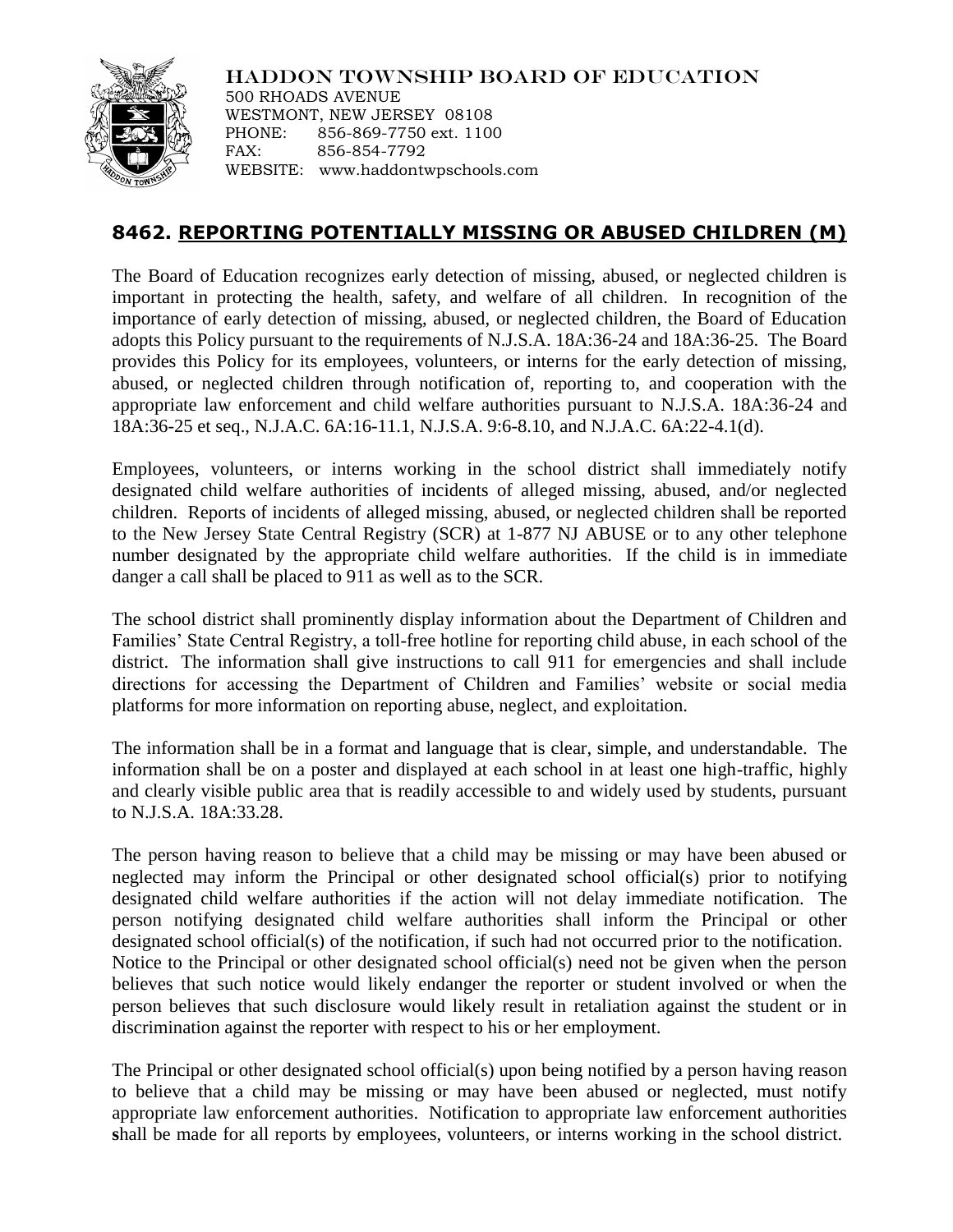HADDON TOWNSHIP BOARD OF EDUCATION
500 RHOADS AVENUE
WESTMONT, NEW JERSEY 08108
PHONE: 856-869-7750 ext. 1100
FAX: 856-854-7792
WEBSITE: www.haddontwpschools.com

# 8462. REPORTING POTENTIALLY MISSING OR ABUSED CHILDREN (M)

The Board of Education recognizes early detection of missing, abused, or neglected children is important in protecting the health, safety, and welfare of all children. In recognition of the importance of early detection of missing, abused, or neglected children, the Board of Education adopts this Policy pursuant to the requirements of N.J.S.A. 18A:36-24 and 18A:36-25. The Board provides this Policy for its employees, volunteers, or interns for the early detection of missing, abused, or neglected children through notification of, reporting to, and cooperation with the appropriate law enforcement and child welfare authorities pursuant to N.J.S.A. 18A:36-24 and 18A:36-25 et seq., N.J.A.C. 6A:16-11.1, N.J.S.A. 9:6-8.10, and N.J.A.C. 6A:22-4.1(d).

Employees, volunteers, or interns working in the school district shall immediately notify designated child welfare authorities of incidents of alleged missing, abused, and/or neglected children. Reports of incidents of alleged missing, abused, or neglected children shall be reported to the New Jersey State Central Registry (SCR) at 1-877 NJ ABUSE or to any other telephone number designated by the appropriate child welfare authorities. If the child is in immediate danger a call shall be placed to 911 as well as to the SCR.

The school district shall prominently display information about the Department of Children and Families' State Central Registry, a toll-free hotline for reporting child abuse, in each school of the district. The information shall give instructions to call 911 for emergencies and shall include directions for accessing the Department of Children and Families' website or social media platforms for more information on reporting abuse, neglect, and exploitation.

The information shall be in a format and language that is clear, simple, and understandable. The information shall be on a poster and displayed at each school in at least one high-traffic, highly and clearly visible public area that is readily accessible to and widely used by students, pursuant to N.J.S.A. 18A:33.28.

The person having reason to believe that a child may be missing or may have been abused or neglected may inform the Principal or other designated school official(s) prior to notifying designated child welfare authorities if the action will not delay immediate notification. The person notifying designated child welfare authorities shall inform the Principal or other designated school official(s) of the notification, if such had not occurred prior to the notification. Notice to the Principal or other designated school official(s) need not be given when the person believes that such notice would likely endanger the reporter or student involved or when the person believes that such disclosure would likely result in retaliation against the student or in discrimination against the reporter with respect to his or her employment.

The Principal or other designated school official(s) upon being notified by a person having reason to believe that a child may be missing or may have been abused or neglected, must notify appropriate law enforcement authorities. Notification to appropriate law enforcement authorities shall be made for all reports by employees, volunteers, or interns working in the school district.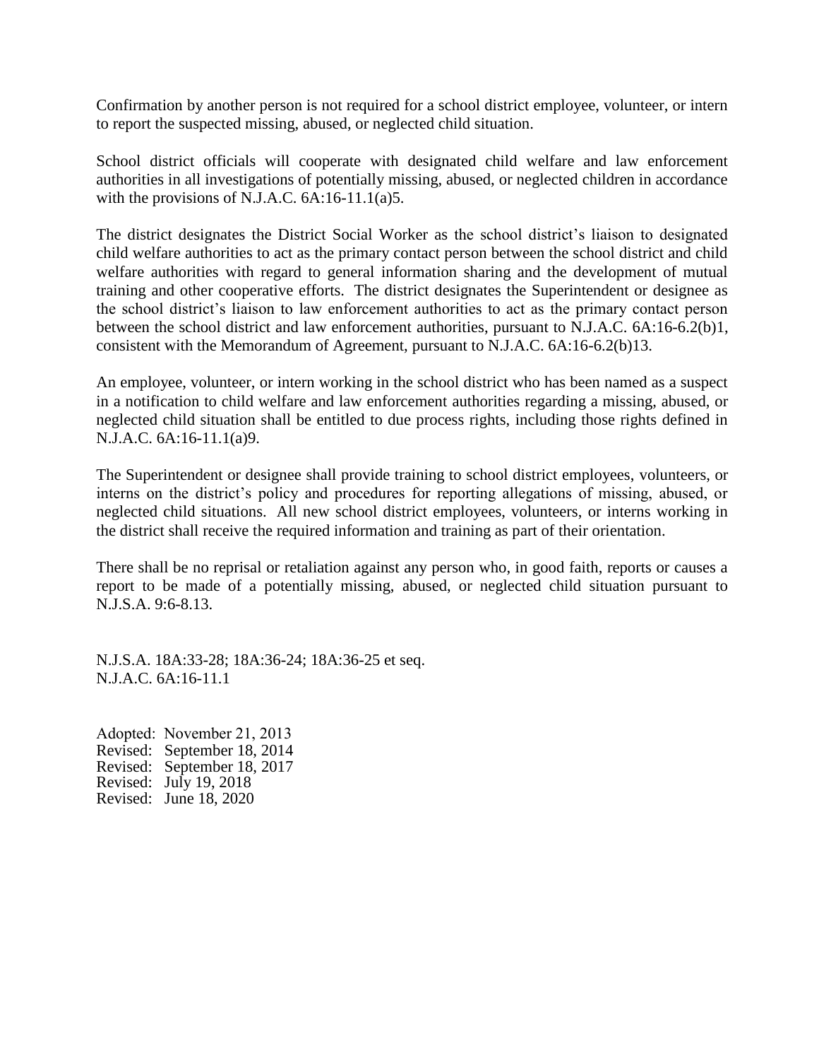Confirmation by another person is not required for a school district employee, volunteer, or intern to report the suspected missing, abused, or neglected child situation.

School district officials will cooperate with designated child welfare and law enforcement authorities in all investigations of potentially missing, abused, or neglected children in accordance with the provisions of N.J.A.C. 6A:16-11.1(a)5.

The district designates the District Social Worker as the school district's liaison to designated child welfare authorities to act as the primary contact person between the school district and child welfare authorities with regard to general information sharing and the development of mutual training and other cooperative efforts. The district designates the Superintendent or designee as the school district's liaison to law enforcement authorities to act as the primary contact person between the school district and law enforcement authorities, pursuant to N.J.A.C. 6A:16-6.2(b)1, consistent with the Memorandum of Agreement, pursuant to N.J.A.C. 6A:16-6.2(b)13.

An employee, volunteer, or intern working in the school district who has been named as a suspect in a notification to child welfare and law enforcement authorities regarding a missing, abused, or neglected child situation shall be entitled to due process rights, including those rights defined in N.J.A.C. 6A:16-11.1(a)9.

The Superintendent or designee shall provide training to school district employees, volunteers, or interns on the district's policy and procedures for reporting allegations of missing, abused, or neglected child situations. All new school district employees, volunteers, or interns working in the district shall receive the required information and training as part of their orientation.

There shall be no reprisal or retaliation against any person who, in good faith, reports or causes a report to be made of a potentially missing, abused, or neglected child situation pursuant to N.J.S.A. 9:6-8.13.

N.J.S.A. 18A:33-28; 18A:36-24; 18A:36-25 et seq.
N.J.A.C. 6A:16-11.1

Adopted: November 21, 2013
Revised: September 18, 2014
Revised: September 18, 2017
Revised: July 19, 2018
Revised: June 18, 2020